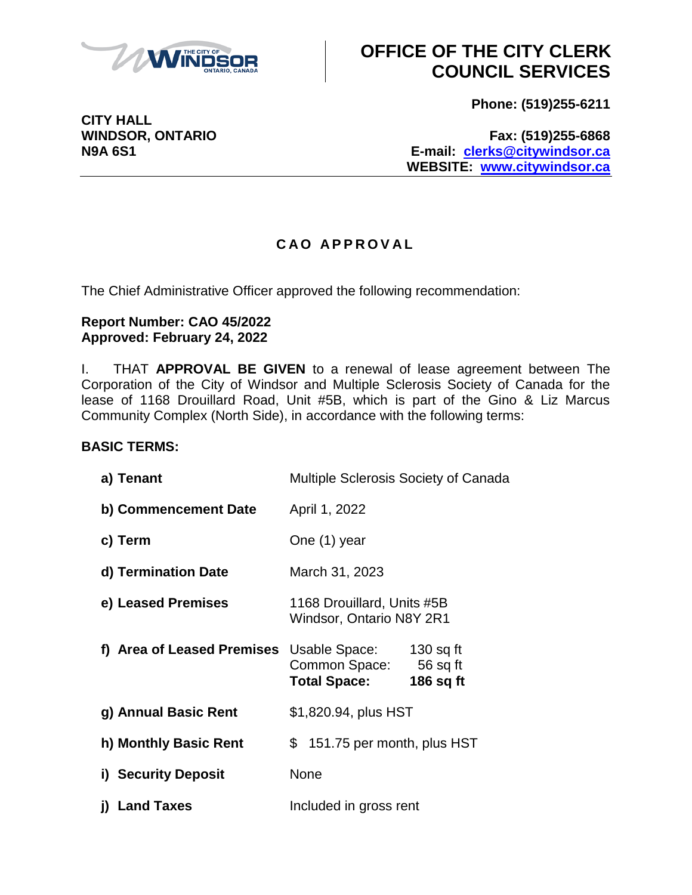# OFFICE OF THE CITY CLERK COUNCIL SERVICES

**CITY HALL**
**WINDSOR, ONTARIO**
**N9A 6S1**

**Phone: (519)255-6211**

**Fax: (519)255-6868**
**E-mail: clerks@citywindsor.ca**
**WEBSITE: www.citywindsor.ca**

## CAO APPROVAL

The Chief Administrative Officer approved the following recommendation:

**Report Number: CAO 45/2022**
**Approved: February 24, 2022**

I. THAT **APPROVAL BE GIVEN** to a renewal of lease agreement between The Corporation of the City of Windsor and Multiple Sclerosis Society of Canada for the lease of 1168 Drouillard Road, Unit #5B, which is part of the Gino & Liz Marcus Community Complex (North Side), in accordance with the following terms:

**BASIC TERMS:**

| | |
|---|---|
| **a) Tenant** | Multiple Sclerosis Society of Canada |
| **b) Commencement Date** | April 1, 2022 |
| **c) Term** | One (1) year |
| **d) Termination Date** | March 31, 2023 |
| **e) Leased Premises** | 1168 Drouillard, Units #5B Windsor, Ontario N8Y 2R1 |
| **f) Area of Leased Premises** | Usable Space: 130 sq ft<br>Common Space: 56 sq ft<br>**Total Space: 186 sq ft** |
| **g) Annual Basic Rent** | $1,820.94, plus HST |
| **h) Monthly Basic Rent** | $ 151.75 per month, plus HST |
| **i) Security Deposit** | None |
| **j) Land Taxes** | Included in gross rent |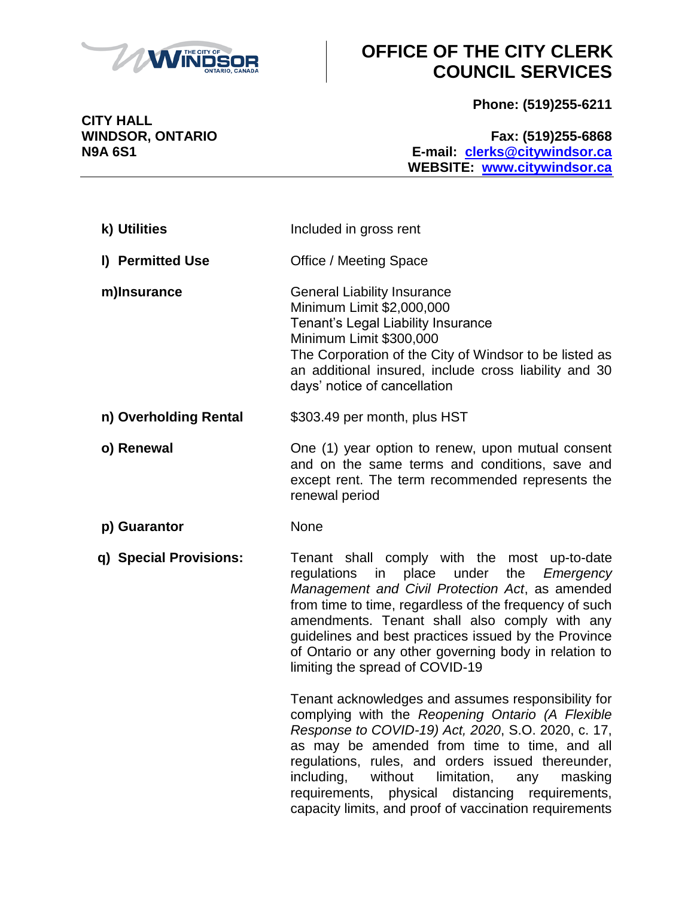| | |
|---|---|
| **k) Utilities** | Included in gross rent |
| **l) Permitted Use** | Office / Meeting Space |
| **m)Insurance** | General Liability Insurance<br>Minimum Limit $2,000,000<br>Tenant's Legal Liability Insurance<br>Minimum Limit $300,000<br>The Corporation of the City of Windsor to be listed as an additional insured, include cross liability and 30 days' notice of cancellation |
| **n) Overholding Rental** | $303.49 per month, plus HST |
| **o) Renewal** | One (1) year option to renew, upon mutual consent and on the same terms and conditions, save and except rent. The term recommended represents the renewal period |
| **p) Guarantor** | None |
| **q) Special Provisions:** | Tenant shall comply with the most up-to-date regulations in place under the *Emergency Management and Civil Protection Act*, as amended from time to time, regardless of the frequency of such amendments. Tenant shall also comply with any guidelines and best practices issued by the Province of Ontario or any other governing body in relation to limiting the spread of COVID-19<br><br>Tenant acknowledges and assumes responsibility for complying with the *Reopening Ontario (A Flexible Response to COVID-19) Act, 2020*, S.O. 2020, c. 17, as may be amended from time to time, and all regulations, rules, and orders issued thereunder, including, without limitation, any masking requirements, physical distancing requirements, capacity limits, and proof of vaccination requirements |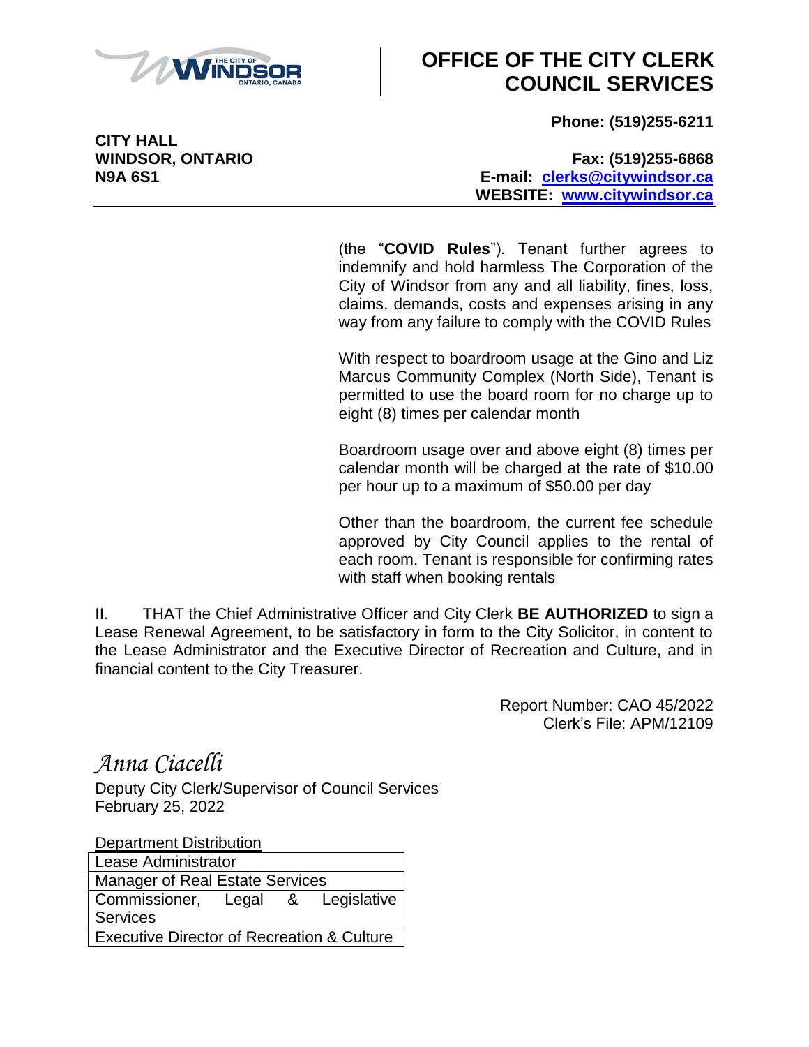(the "**COVID Rules**"). Tenant further agrees to indemnify and hold harmless The Corporation of the City of Windsor from any and all liability, fines, loss, claims, demands, costs and expenses arising in any way from any failure to comply with the COVID Rules

With respect to boardroom usage at the Gino and Liz Marcus Community Complex (North Side), Tenant is permitted to use the board room for no charge up to eight (8) times per calendar month

Boardroom usage over and above eight (8) times per calendar month will be charged at the rate of $10.00 per hour up to a maximum of $50.00 per day

Other than the boardroom, the current fee schedule approved by City Council applies to the rental of each room. Tenant is responsible for confirming rates with staff when booking rentals

II. THAT the Chief Administrative Officer and City Clerk **BE AUTHORIZED** to sign a Lease Renewal Agreement, to be satisfactory in form to the City Solicitor, in content to the Lease Administrator and the Executive Director of Recreation and Culture, and in financial content to the City Treasurer.

Report Number: CAO 45/2022
Clerk's File: APM/12109

*Anna Ciacelli*
Deputy City Clerk/Supervisor of Council Services
February 25, 2022

Department Distribution

| Lease Administrator |
|---|
| Manager of Real Estate Services |
| Commissioner, Legal & Legislative Services |
| Executive Director of Recreation & Culture |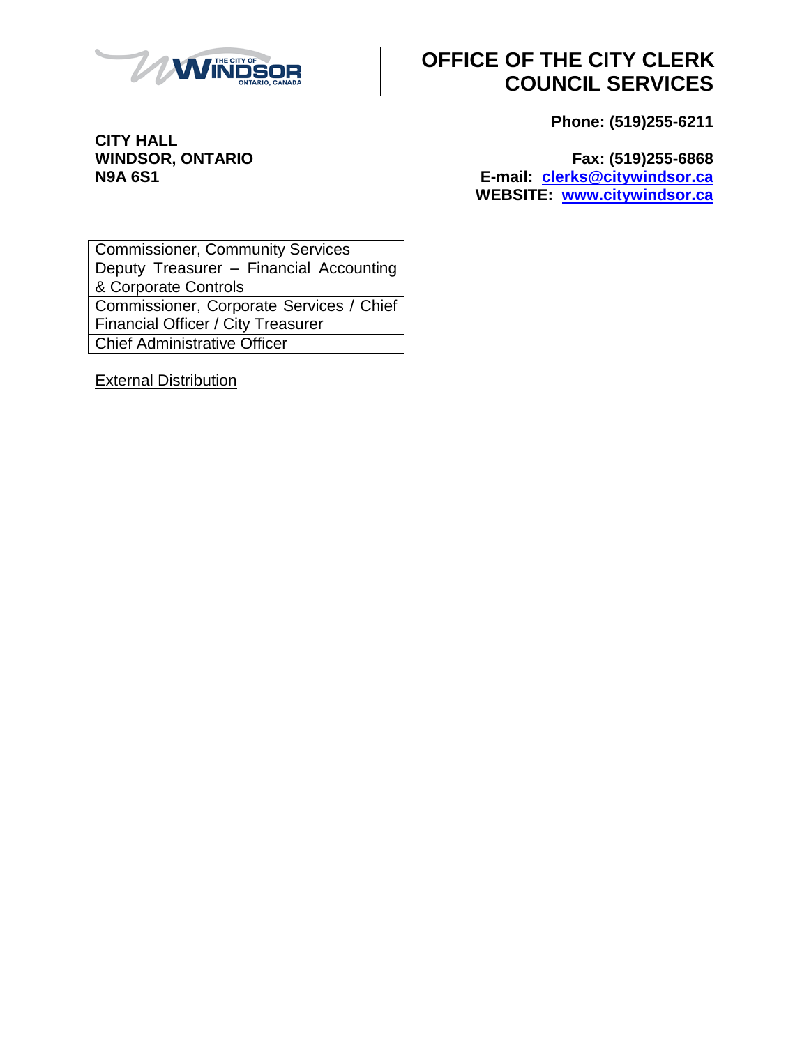THE CITY OF WINDSOR ONTARIO, CANADA

# OFFICE OF THE CITY CLERK COUNCIL SERVICES

**Phone: (519)255-6211**

**CITY HALL**
**WINDSOR, ONTARIO**
**N9A 6S1**

**Fax: (519)255-6868**
**E-mail: clerks@citywindsor.ca**
**WEBSITE: www.citywindsor.ca**

| |
|---|
| Commissioner, Community Services |
| Deputy Treasurer – Financial Accounting & Corporate Controls |
| Commissioner, Corporate Services / Chief Financial Officer / City Treasurer |
| Chief Administrative Officer |

External Distribution